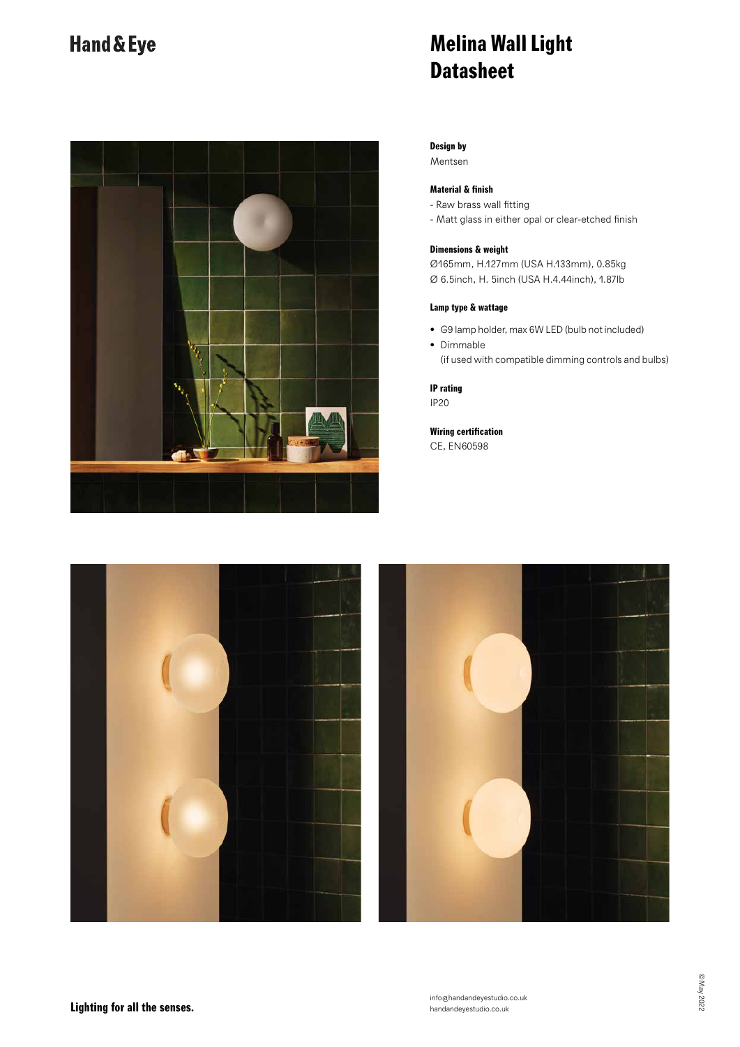Hand & Eye

# Melina Wall Light Datasheet

**Design by**
Mentsen

**Material & finish**
- Raw brass wall fitting
- Matt glass in either opal or clear-etched finish

**Dimensions & weight**
Ø165mm, H.127mm (USA H.133mm), 0.85kg
Ø 6.5inch, H. 5inch (USA H.4.44inch), 1.87lb

**Lamp type & wattage**
- G9 lamp holder, max 6W LED (bulb not included)
- Dimmable (if used with compatible dimming controls and bulbs)

**IP rating**
IP20

**Wiring certification**
CE, EN60598

**Lighting for all the senses.**

info@handandeyestudio.co.uk
handandeyestudio.co.uk

©May 2022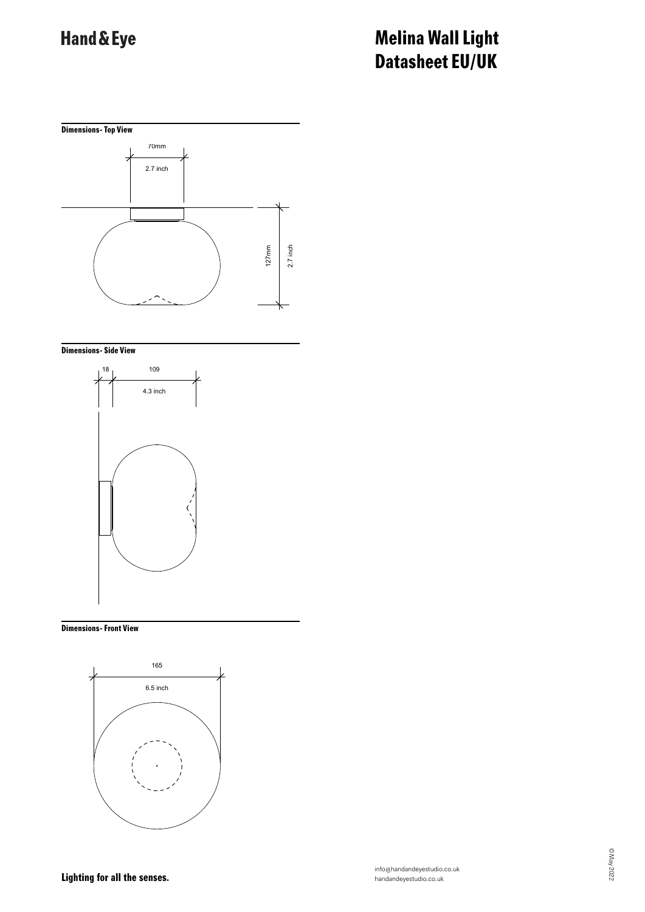**Hand & Eye**

# Melina Wall Light
# Datasheet EU/UK

### Dimensions- Top View

70mm

2.7 inch

127mm

2.7 inch

### Dimensions- Side View

18

109

4.3 inch

### Dimensions- Front View

165

6.5 inch

**Lighting for all the senses.**

info@handandeyestudio.co.uk
handandeyestudio.co.uk

© May 2022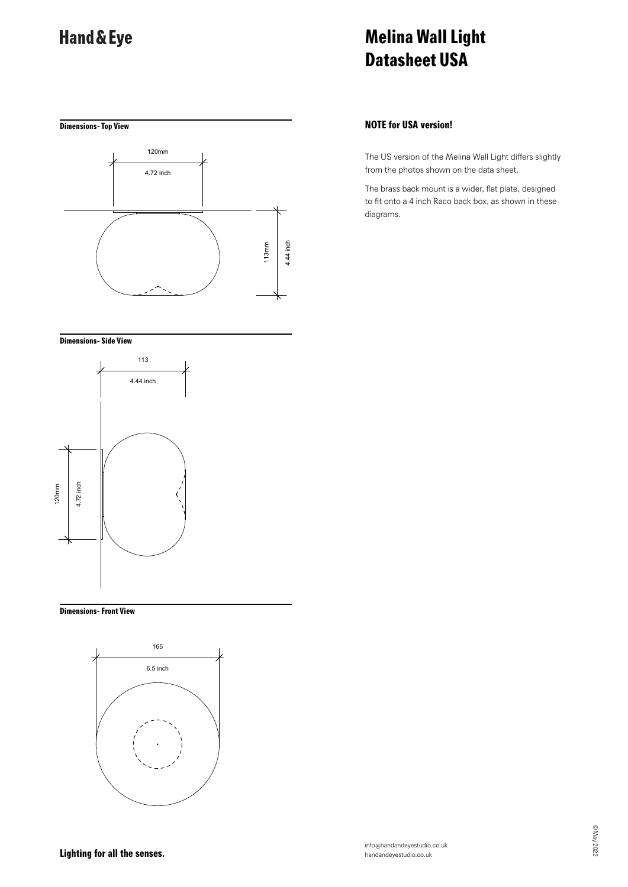# Melina Wall Light Datasheet USA

### Dimensions- Top View

120mm

4.72 inch

113mm

4.44 inch

### Dimensions- Side View

113

4.44 inch

120mm

4.72 inch

### Dimensions- Front View

165

6.5 inch

### NOTE for USA version!

The US version of the Melina Wall Light differs slightly from the photos shown on the data sheet.

The brass back mount is a wider, flat plate, designed to fit onto a 4 inch Raco back box, as shown in these diagrams.

**Lighting for all the senses.**

info@handandeyestudio.co.uk
handandeyestudio.co.uk

©May 2022